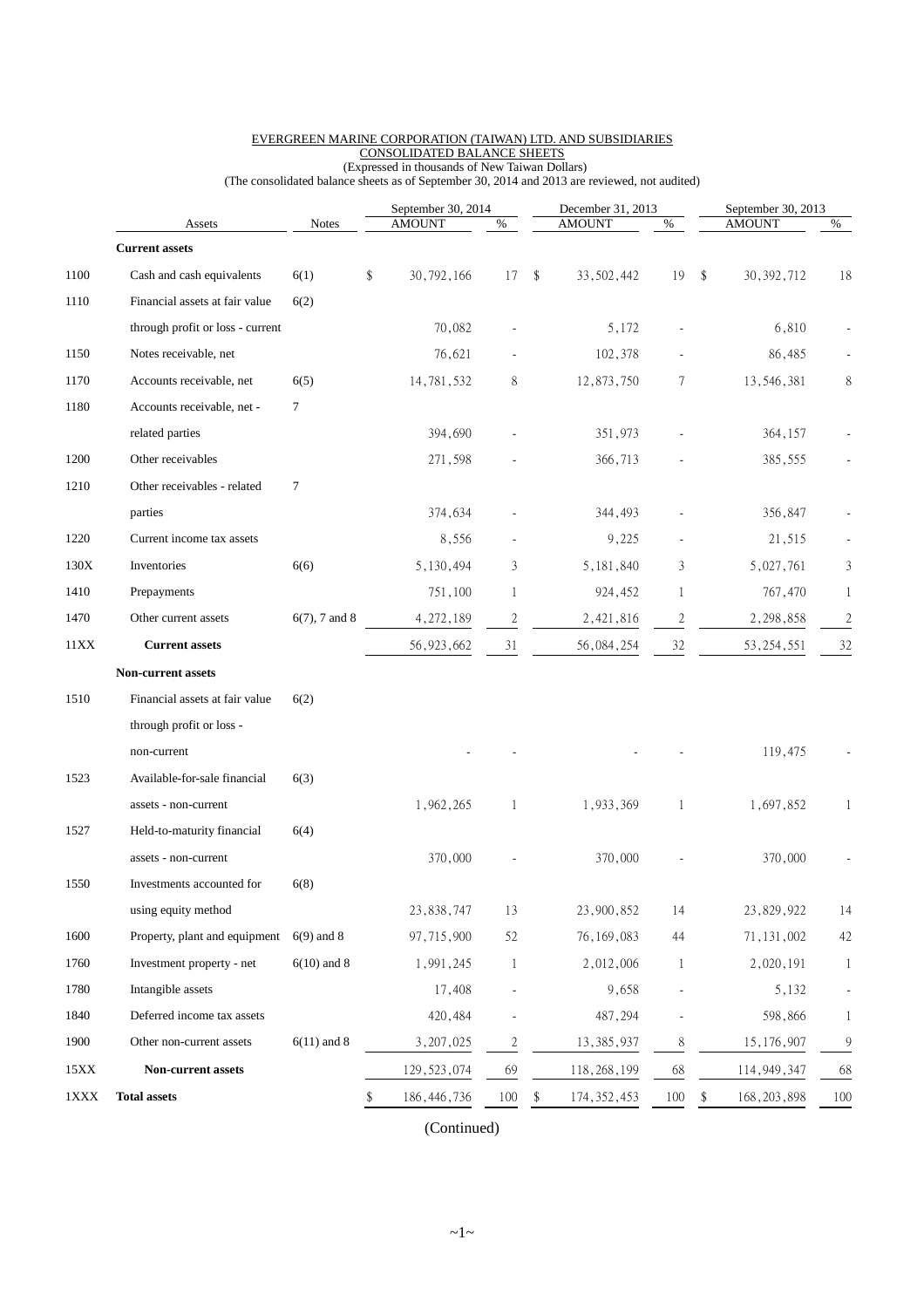EVERGREEN MARINE CORPORATION (TAIWAN) LTD. AND SUBSIDIARIES
CONSOLIDATED BALANCE SHEETS
(Expressed in thousands of New Taiwan Dollars)
(The consolidated balance sheets as of September 30, 2014 and 2013 are reviewed, not audited)

| | Assets | Notes | September 30, 2014 AMOUNT | % | December 31, 2013 AMOUNT | % | September 30, 2013 AMOUNT | % |
|---|---|---|---|---|---|---|---|---|
| | **Current assets** | | | | | | | |
| 1100 | Cash and cash equivalents | 6(1) | $ 30,792,166 | 17 | $ 33,502,442 | 19 | $ 30,392,712 | 18 |
| 1110 | Financial assets at fair value through profit or loss - current | 6(2) | 70,082 | - | 5,172 | - | 6,810 | - |
| 1150 | Notes receivable, net | | 76,621 | - | 102,378 | - | 86,485 | - |
| 1170 | Accounts receivable, net | 6(5) | 14,781,532 | 8 | 12,873,750 | 7 | 13,546,381 | 8 |
| 1180 | Accounts receivable, net - related parties | 7 | 394,690 | - | 351,973 | - | 364,157 | - |
| 1200 | Other receivables | | 271,598 | - | 366,713 | - | 385,555 | - |
| 1210 | Other receivables - related parties | 7 | 374,634 | - | 344,493 | - | 356,847 | - |
| 1220 | Current income tax assets | | 8,556 | - | 9,225 | - | 21,515 | - |
| 130X | Inventories | 6(6) | 5,130,494 | 3 | 5,181,840 | 3 | 5,027,761 | 3 |
| 1410 | Prepayments | | 751,100 | 1 | 924,452 | 1 | 767,470 | 1 |
| 1470 | Other current assets | 6(7), 7 and 8 | 4,272,189 | 2 | 2,421,816 | 2 | 2,298,858 | 2 |
| 11XX | **Current assets** | | 56,923,662 | 31 | 56,084,254 | 32 | 53,254,551 | 32 |
| | **Non-current assets** | | | | | | | |
| 1510 | Financial assets at fair value through profit or loss - non-current | 6(2) | - | - | - | - | 119,475 | - |
| 1523 | Available-for-sale financial assets - non-current | 6(3) | 1,962,265 | 1 | 1,933,369 | 1 | 1,697,852 | 1 |
| 1527 | Held-to-maturity financial assets - non-current | 6(4) | 370,000 | - | 370,000 | - | 370,000 | - |
| 1550 | Investments accounted for using equity method | 6(8) | 23,838,747 | 13 | 23,900,852 | 14 | 23,829,922 | 14 |
| 1600 | Property, plant and equipment | 6(9) and 8 | 97,715,900 | 52 | 76,169,083 | 44 | 71,131,002 | 42 |
| 1760 | Investment property - net | 6(10) and 8 | 1,991,245 | 1 | 2,012,006 | 1 | 2,020,191 | 1 |
| 1780 | Intangible assets | | 17,408 | - | 9,658 | - | 5,132 | - |
| 1840 | Deferred income tax assets | | 420,484 | - | 487,294 | - | 598,866 | 1 |
| 1900 | Other non-current assets | 6(11) and 8 | 3,207,025 | 2 | 13,385,937 | 8 | 15,176,907 | 9 |
| 15XX | **Non-current assets** | | 129,523,074 | 69 | 118,268,199 | 68 | 114,949,347 | 68 |
| 1XXX | **Total assets** | | $ 186,446,736 | 100 | $ 174,352,453 | 100 | $ 168,203,898 | 100 |

(Continued)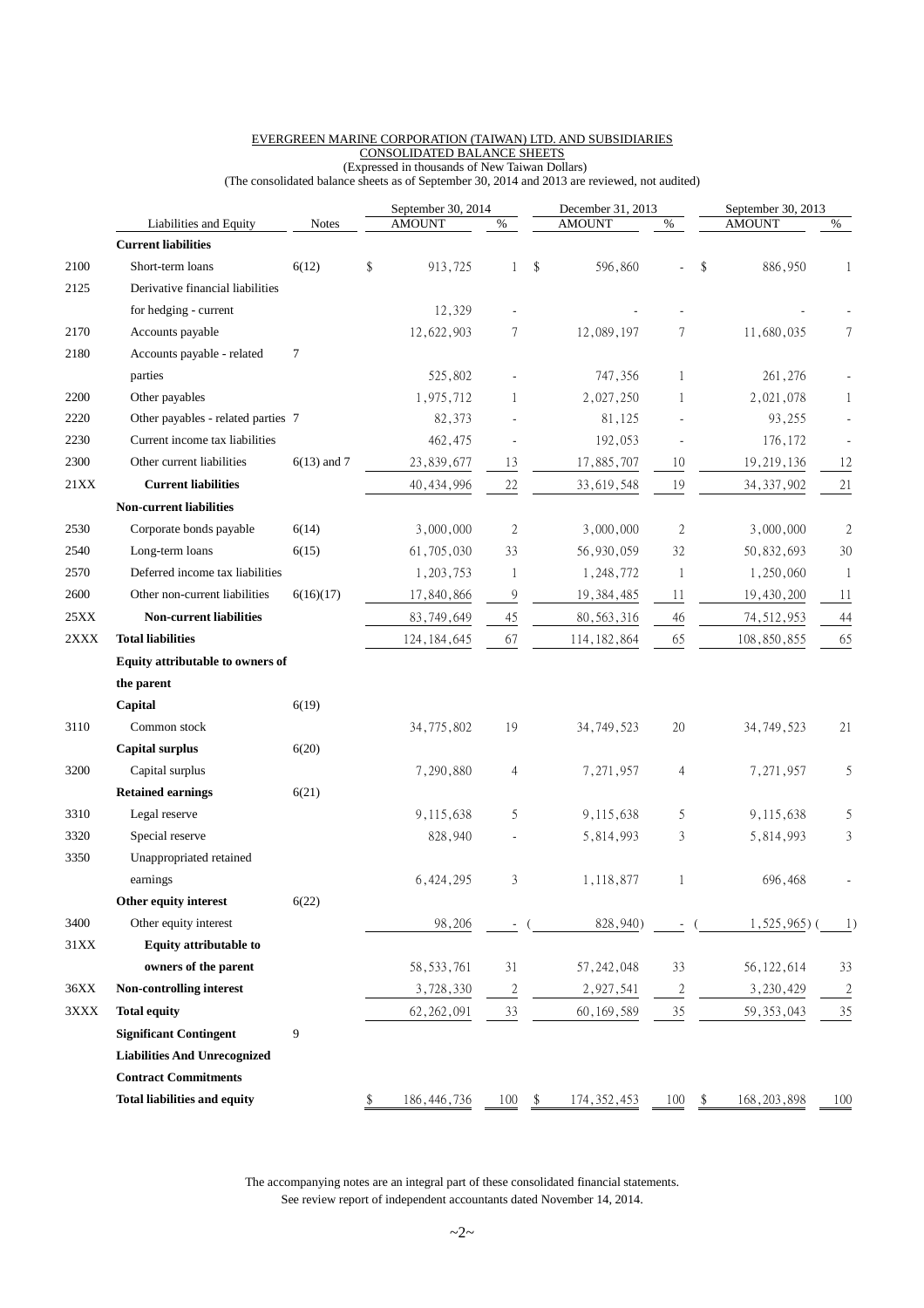EVERGREEN MARINE CORPORATION (TAIWAN) LTD. AND SUBSIDIARIES
CONSOLIDATED BALANCE SHEETS
(Expressed in thousands of New Taiwan Dollars)
(The consolidated balance sheets as of September 30, 2014 and 2013 are reviewed, not audited)

| | Liabilities and Equity | Notes | September 30, 2014 AMOUNT | % | December 31, 2013 AMOUNT | % | September 30, 2013 AMOUNT | % |
|---|---|---|---|---|---|---|---|---|
| | **Current liabilities** | | | | | | | |
| 2100 | Short-term loans | 6(12) | $ 913,725 | 1 | $ 596,860 | - | $ 886,950 | 1 |
| 2125 | Derivative financial liabilities for hedging - current | | 12,329 | - | - | - | - | - |
| 2170 | Accounts payable | | 12,622,903 | 7 | 12,089,197 | 7 | 11,680,035 | 7 |
| 2180 | Accounts payable - related parties | 7 | 525,802 | - | 747,356 | 1 | 261,276 | - |
| 2200 | Other payables | | 1,975,712 | 1 | 2,027,250 | 1 | 2,021,078 | 1 |
| 2220 | Other payables - related parties | 7 | 82,373 | - | 81,125 | - | 93,255 | - |
| 2230 | Current income tax liabilities | | 462,475 | - | 192,053 | - | 176,172 | - |
| 2300 | Other current liabilities | 6(13) and 7 | 23,839,677 | 13 | 17,885,707 | 10 | 19,219,136 | 12 |
| 21XX | **Current liabilities** | | 40,434,996 | 22 | 33,619,548 | 19 | 34,337,902 | 21 |
| | **Non-current liabilities** | | | | | | | |
| 2530 | Corporate bonds payable | 6(14) | 3,000,000 | 2 | 3,000,000 | 2 | 3,000,000 | 2 |
| 2540 | Long-term loans | 6(15) | 61,705,030 | 33 | 56,930,059 | 32 | 50,832,693 | 30 |
| 2570 | Deferred income tax liabilities | | 1,203,753 | 1 | 1,248,772 | 1 | 1,250,060 | 1 |
| 2600 | Other non-current liabilities | 6(16)(17) | 17,840,866 | 9 | 19,384,485 | 11 | 19,430,200 | 11 |
| 25XX | **Non-current liabilities** | | 83,749,649 | 45 | 80,563,316 | 46 | 74,512,953 | 44 |
| 2XXX | **Total liabilities** | | 124,184,645 | 67 | 114,182,864 | 65 | 108,850,855 | 65 |
| | **Equity attributable to owners of the parent** | | | | | | | |
| | **Capital** | 6(19) | | | | | | |
| 3110 | Common stock | | 34,775,802 | 19 | 34,749,523 | 20 | 34,749,523 | 21 |
| | **Capital surplus** | 6(20) | | | | | | |
| 3200 | Capital surplus | | 7,290,880 | 4 | 7,271,957 | 4 | 7,271,957 | 5 |
| | **Retained earnings** | 6(21) | | | | | | |
| 3310 | Legal reserve | | 9,115,638 | 5 | 9,115,638 | 5 | 9,115,638 | 5 |
| 3320 | Special reserve | | 828,940 | - | 5,814,993 | 3 | 5,814,993 | 3 |
| 3350 | Unappropriated retained earnings | | 6,424,295 | 3 | 1,118,877 | 1 | 696,468 | - |
| | **Other equity interest** | 6(22) | | | | | | |
| 3400 | Other equity interest | | 98,206 | - | ( 828,940) | - | ( 1,525,965) | ( 1) |
| 31XX | **Equity attributable to owners of the parent** | | 58,533,761 | 31 | 57,242,048 | 33 | 56,122,614 | 33 |
| 36XX | **Non-controlling interest** | | 3,728,330 | 2 | 2,927,541 | 2 | 3,230,429 | 2 |
| 3XXX | **Total equity** | | 62,262,091 | 33 | 60,169,589 | 35 | 59,353,043 | 35 |
| | **Significant Contingent Liabilities And Unrecognized Contract Commitments** | 9 | | | | | | |
| | **Total liabilities and equity** | | $ 186,446,736 | 100 | $ 174,352,453 | 100 | $ 168,203,898 | 100 |

The accompanying notes are an integral part of these consolidated financial statements.
See review report of independent accountants dated November 14, 2014.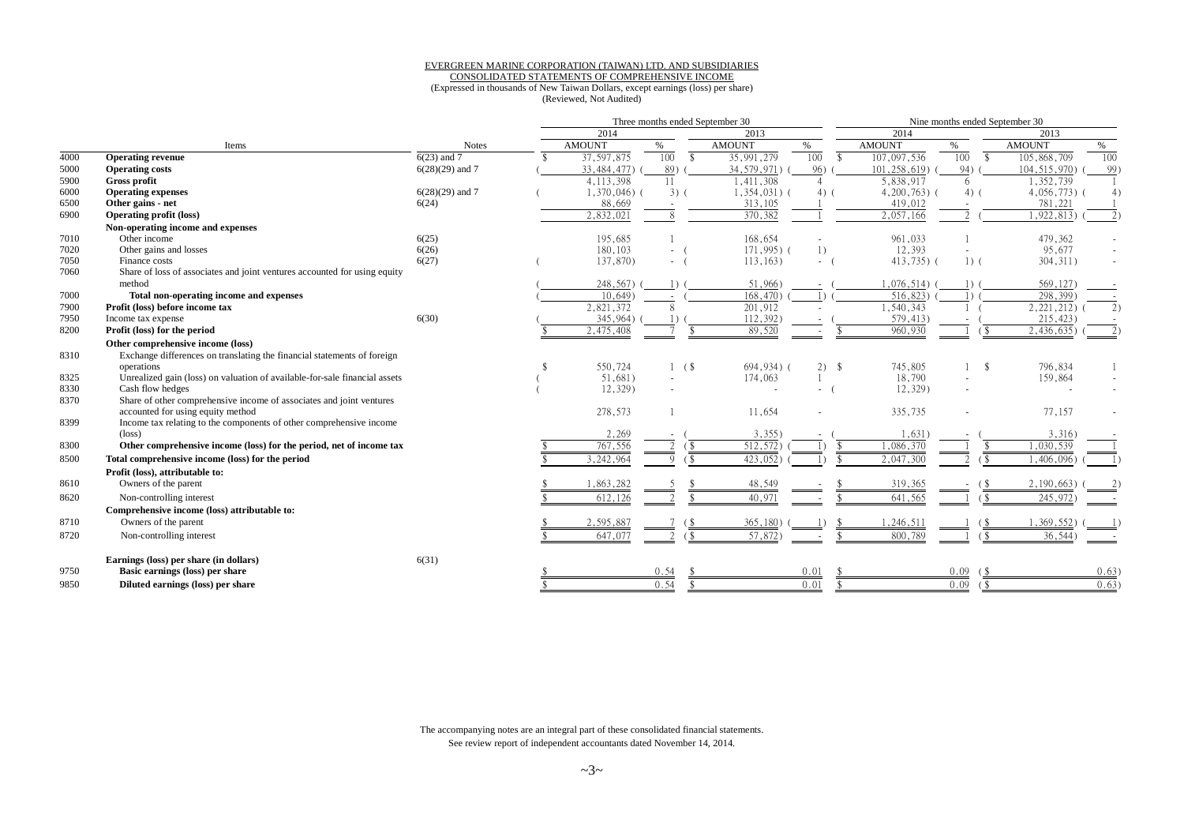EVERGREEN MARINE CORPORATION (TAIWAN) LTD. AND SUBSIDIARIES

CONSOLIDATED STATEMENTS OF COMPREHENSIVE INCOME

(Expressed in thousands of New Taiwan Dollars, except earnings (loss) per share)

(Reviewed, Not Audited)

| | Items | Notes | Three months ended September 30 | | | | Nine months ended September 30 | | | |
|---|---|---|---|---|---|---|---|---|---|---|
| | | | 2014 | | 2013 | | 2014 | | 2013 | |
| | | | AMOUNT | % | AMOUNT | % | AMOUNT | % | AMOUNT | % |
| 4000 | **Operating revenue** | 6(23) and 7 | $ 37,597,875 | 100 | $ 35,991,279 | 100 | $ 107,097,536 | 100 | $ 105,868,709 | 100 |
| 5000 | **Operating costs** | 6(28)(29) and 7 | ( 33,484,477) | ( 89) | ( 34,579,971) | ( 96) | ( 101,258,619) | ( 94) | ( 104,515,970) | ( 99) |
| 5900 | **Gross profit** | | 4,113,398 | 11 | 1,411,308 | 4 | 5,838,917 | 6 | 1,352,739 | 1 |
| 6000 | **Operating expenses** | 6(28)(29) and 7 | ( 1,370,046) | ( 3) | ( 1,354,031) | ( 4) | ( 4,200,763) | ( 4) | ( 4,056,773) | ( 4) |
| 6500 | **Other gains - net** | 6(24) | 88,669 | - | 313,105 | 1 | 419,012 | - | 781,221 | 1 |
| 6900 | **Operating profit (loss)** | | 2,832,021 | 8 | 370,382 | 1 | 2,057,166 | 2 | ( 1,922,813) | ( 2) |
| | **Non-operating income and expenses** | | | | | | | | | |
| 7010 | Other income | 6(25) | 195,685 | 1 | 168,654 | - | 961,033 | 1 | 479,362 | - |
| 7020 | Other gains and losses | 6(26) | 180,103 | - | ( 171,995) | ( 1) | 12,393 | - | 95,677 | - |
| 7050 | Finance costs | 6(27) | ( 137,870) | - | ( 113,163) | - | ( 413,735) | ( 1) | ( 304,311) | - |
| 7060 | Share of loss of associates and joint ventures accounted for using equity method | | ( 248,567) | ( 1) | ( 51,966) | - | ( 1,076,514) | ( 1) | ( 569,127) | - |
| 7000 | **Total non-operating income and expenses** | | ( 10,649) | - | ( 168,470) | ( 1) | ( 516,823) | ( 1) | ( 298,399) | - |
| 7900 | **Profit (loss) before income tax** | | 2,821,372 | 8 | 201,912 | - | 1,540,343 | 1 | ( 2,221,212) | ( 2) |
| 7950 | Income tax expense | 6(30) | ( 345,964) | ( 1) | ( 112,392) | - | ( 579,413) | - | ( 215,423) | - |
| 8200 | **Profit (loss) for the period** | | $ 2,475,408 | 7 | $ 89,520 | - | $ 960,930 | 1 | ($ 2,436,635) | ( 2) |
| | **Other comprehensive income (loss)** | | | | | | | | | |
| 8310 | Exchange differences on translating the financial statements of foreign operations | | $ 550,724 | 1 | ($ 694,934) | ( 2) | $ 745,805 | 1 | $ 796,834 | 1 |
| 8325 | Unrealized gain (loss) on valuation of available-for-sale financial assets | | ( 51,681) | - | 174,063 | 1 | 18,790 | - | 159,864 | - |
| 8330 | Cash flow hedges | | ( 12,329) | - | - | - | ( 12,329) | - | - | - |
| 8370 | Share of other comprehensive income of associates and joint ventures accounted for using equity method | | 278,573 | 1 | 11,654 | - | 335,735 | - | 77,157 | - |
| 8399 | Income tax relating to the components of other comprehensive income (loss) | | 2,269 | - | ( 3,355) | - | ( 1,631) | - | ( 3,316) | - |
| 8300 | **Other comprehensive income (loss) for the period, net of income tax** | | $ 767,556 | 2 | ($ 512,572) | ( 1) | $ 1,086,370 | 1 | $ 1,030,539 | 1 |
| 8500 | **Total comprehensive income (loss) for the period** | | $ 3,242,964 | 9 | ($ 423,052) | ( 1) | $ 2,047,300 | 2 | ($ 1,406,096) | ( 1) |
| | **Profit (loss), attributable to:** | | | | | | | | | |
| 8610 | Owners of the parent | | $ 1,863,282 | 5 | $ 48,549 | - | $ 319,365 | - | ($ 2,190,663) | ( 2) |
| 8620 | Non-controlling interest | | $ 612,126 | 2 | $ 40,971 | - | $ 641,565 | 1 | ($ 245,972) | - |
| | **Comprehensive income (loss) attributable to:** | | | | | | | | | |
| 8710 | Owners of the parent | | $ 2,595,887 | 7 | ($ 365,180) | ( 1) | $ 1,246,511 | 1 | ($ 1,369,552) | ( 1) |
| 8720 | Non-controlling interest | | $ 647,077 | 2 | ($ 57,872) | - | $ 800,789 | 1 | ($ 36,544) | - |
| | **Earnings (loss) per share (in dollars)** | 6(31) | | | | | | | | |
| 9750 | **Basic earnings (loss) per share** | | $ | 0.54 | $ | 0.01 | $ | 0.09 | ($ | 0.63) |
| 9850 | **Diluted earnings (loss) per share** | | $ | 0.54 | $ | 0.01 | $ | 0.09 | ($ | 0.63) |

The accompanying notes are an integral part of these consolidated financial statements.
See review report of independent accountants dated November 14, 2014.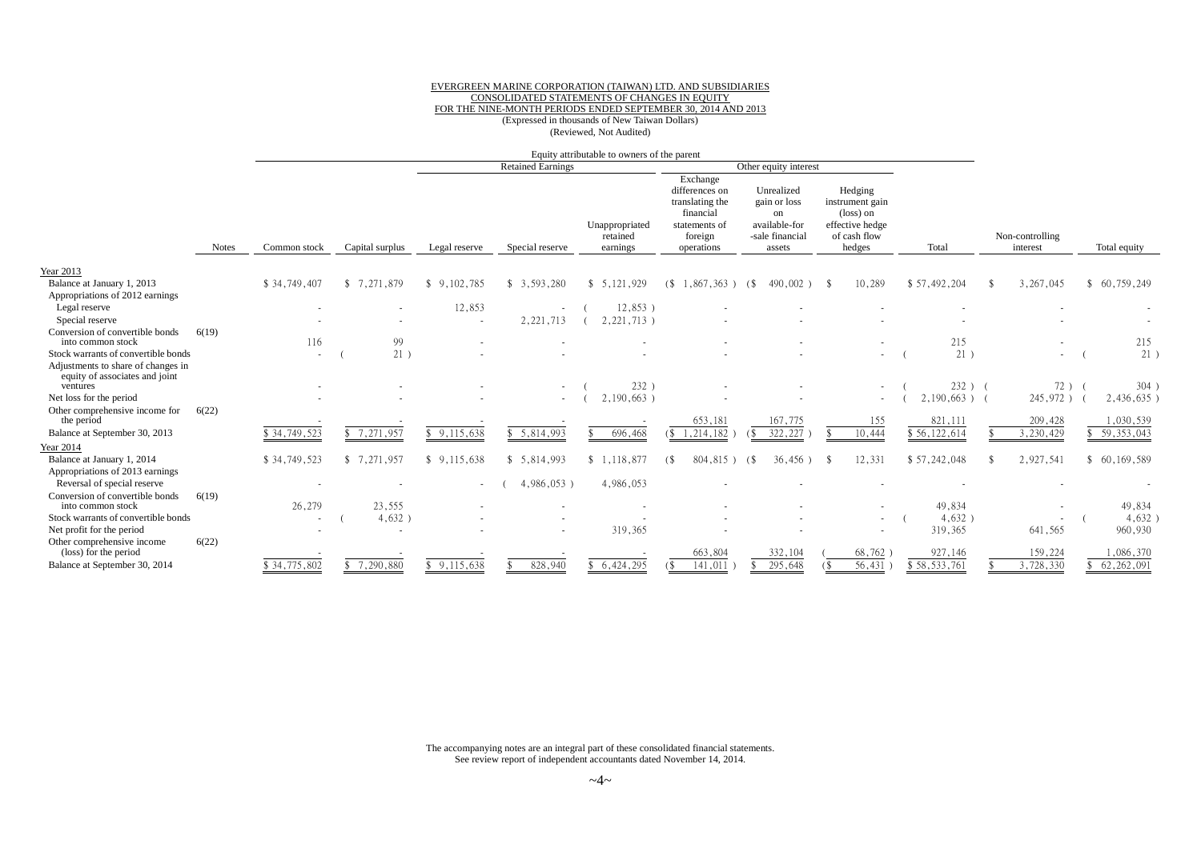EVERGREEN MARINE CORPORATION (TAIWAN) LTD. AND SUBSIDIARIES
CONSOLIDATED STATEMENTS OF CHANGES IN EQUITY
FOR THE NINE-MONTH PERIODS ENDED SEPTEMBER 30, 2014 AND 2013
(Expressed in thousands of New Taiwan Dollars)
(Reviewed, Not Audited)

| | | Equity attributable to owners of the parent | | | | | | | | | | |
|---|---|---|---|---|---|---|---|---|---|---|---|---|
| | | | | Retained Earnings | | | Other equity interest | | | | | |
| | Notes | Common stock | Capital surplus | Legal reserve | Special reserve | Unappropriated retained earnings | Exchange differences on translating the financial statements of foreign operations | Unrealized gain or loss on available-for -sale financial assets | Hedging instrument gain (loss) on effective hedge of cash flow hedges | Total | Non-controlling interest | Total equity |
| Year 2013 | | | | | | | | | | | | |
| Balance at January 1, 2013 | | $ 34,749,407 | $ 7,271,879 | $ 9,102,785 | $ 3,593,280 | $ 5,121,929 | ($ 1,867,363 ) | ($ 490,002 ) | $ 10,289 | $ 57,492,204 | $ 3,267,045 | $ 60,759,249 |
| Appropriations of 2012 earnings | | | | | | | | | | | | |
| Legal reserve | | - | - | 12,853 | - | ( 12,853 ) | - | - | - | - | - | - |
| Special reserve | | - | - | - | 2,221,713 | ( 2,221,713 ) | - | - | - | - | - | - |
| Conversion of convertible bonds into common stock | 6(19) | 116 | 99 | - | - | - | - | - | - | 215 | - | 215 |
| Stock warrants of convertible bonds | | - | ( 21 ) | - | - | - | - | - | - | ( 21 ) | - | ( 21 ) |
| Adjustments to share of changes in equity of associates and joint ventures | | - | - | - | - | ( 232 ) | - | - | - | ( 232 ) | ( 72 ) | ( 304 ) |
| Net loss for the period | | - | - | - | - | ( 2,190,663 ) | - | - | - | ( 2,190,663 ) | ( 245,972 ) | ( 2,436,635 ) |
| Other comprehensive income for the period | 6(22) | - | - | - | - | - | 653,181 | 167,775 | 155 | 821,111 | 209,428 | 1,030,539 |
| Balance at September 30, 2013 | | $ 34,749,523 | $ 7,271,957 | $ 9,115,638 | $ 5,814,993 | $ 696,468 | ($ 1,214,182 ) | ($ 322,227 ) | $ 10,444 | $ 56,122,614 | $ 3,230,429 | $ 59,353,043 |
| Year 2014 | | | | | | | | | | | | |
| Balance at January 1, 2014 | | $ 34,749,523 | $ 7,271,957 | $ 9,115,638 | $ 5,814,993 | $ 1,118,877 | ($ 804,815 ) | ($ 36,456 ) | $ 12,331 | $ 57,242,048 | $ 2,927,541 | $ 60,169,589 |
| Appropriations of 2013 earnings | | | | | | | | | | | | |
| Reversal of special reserve | | - | - | - | ( 4,986,053 ) | 4,986,053 | - | - | - | - | - | - |
| Conversion of convertible bonds into common stock | 6(19) | 26,279 | 23,555 | - | - | - | - | - | - | 49,834 | - | 49,834 |
| Stock warrants of convertible bonds | | - | ( 4,632 ) | - | - | - | - | - | - | ( 4,632 ) | - | ( 4,632 ) |
| Net profit for the period | | - | - | - | - | 319,365 | - | - | - | 319,365 | 641,565 | 960,930 |
| Other comprehensive income (loss) for the period | 6(22) | - | - | - | - | - | 663,804 | 332,104 | ( 68,762 ) | 927,146 | 159,224 | 1,086,370 |
| Balance at September 30, 2014 | | $ 34,775,802 | $ 7,290,880 | $ 9,115,638 | $ 828,940 | $ 6,424,295 | ($ 141,011 ) | $ 295,648 | ($ 56,431 ) | $ 58,533,761 | $ 3,728,330 | $ 62,262,091 |

The accompanying notes are an integral part of these consolidated financial statements.
See review report of independent accountants dated November 14, 2014.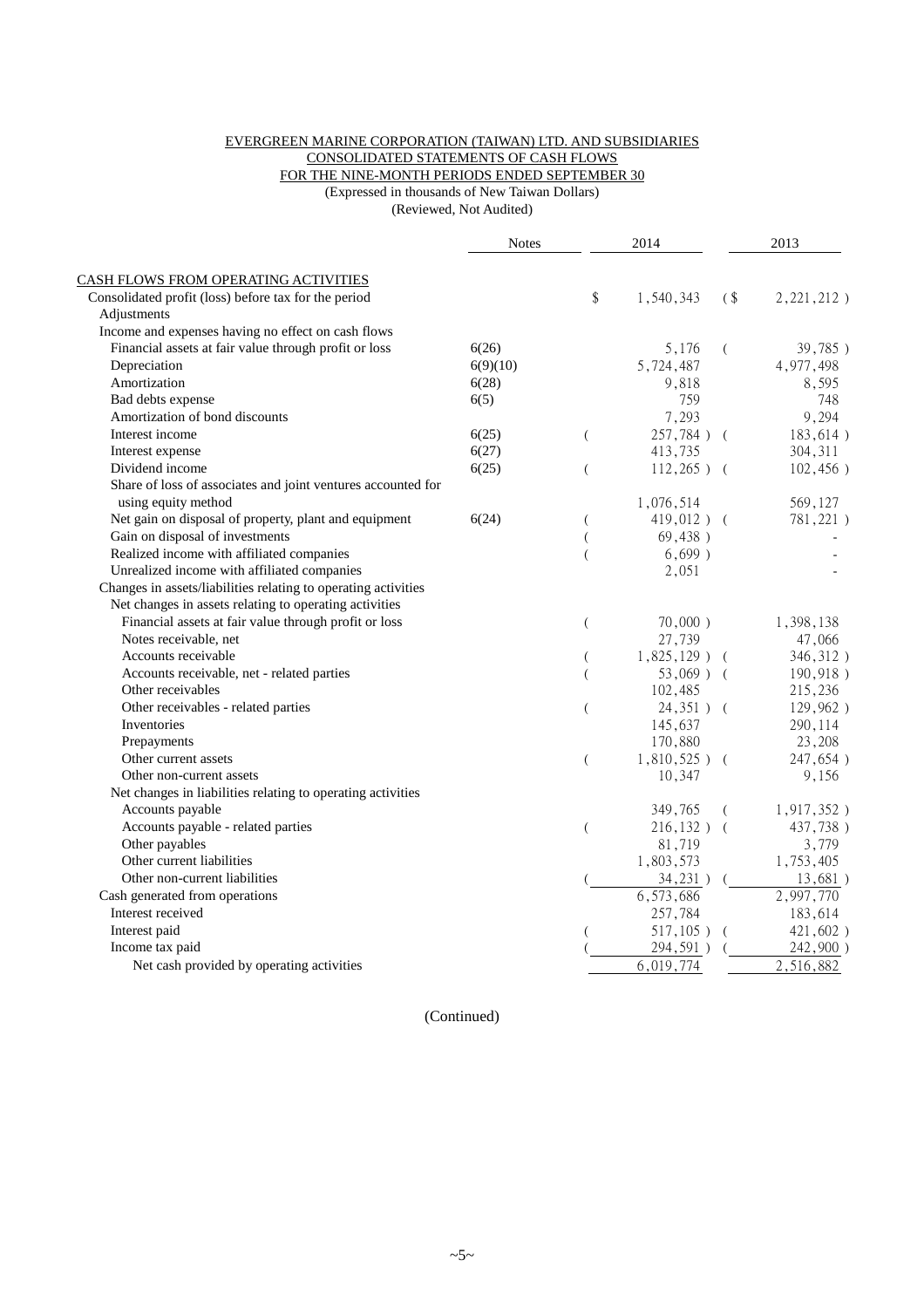EVERGREEN MARINE CORPORATION (TAIWAN) LTD. AND SUBSIDIARIES
CONSOLIDATED STATEMENTS OF CASH FLOWS
FOR THE NINE-MONTH PERIODS ENDED SEPTEMBER 30
(Expressed in thousands of New Taiwan Dollars)
(Reviewed, Not Audited)

| | Notes | 2014 | 2013 |
|---|---|---|---|
| CASH FLOWS FROM OPERATING ACTIVITIES | | | |
| Consolidated profit (loss) before tax for the period | | $ 1,540,343 | ($ 2,221,212 ) |
| Adjustments | | | |
| Income and expenses having no effect on cash flows | | | |
| Financial assets at fair value through profit or loss | 6(26) | 5,176 | ( 39,785 ) |
| Depreciation | 6(9)(10) | 5,724,487 | 4,977,498 |
| Amortization | 6(28) | 9,818 | 8,595 |
| Bad debts expense | 6(5) | 759 | 748 |
| Amortization of bond discounts | | 7,293 | 9,294 |
| Interest income | 6(25) | ( 257,784 ) | ( 183,614 ) |
| Interest expense | 6(27) | 413,735 | 304,311 |
| Dividend income | 6(25) | ( 112,265 ) | ( 102,456 ) |
| Share of loss of associates and joint ventures accounted for using equity method | | 1,076,514 | 569,127 |
| Net gain on disposal of property, plant and equipment | 6(24) | ( 419,012 ) | ( 781,221 ) |
| Gain on disposal of investments | | ( 69,438 ) | - |
| Realized income with affiliated companies | | ( 6,699 ) | - |
| Unrealized income with affiliated companies | | 2,051 | - |
| Changes in assets/liabilities relating to operating activities | | | |
| Net changes in assets relating to operating activities | | | |
| Financial assets at fair value through profit or loss | | ( 70,000 ) | 1,398,138 |
| Notes receivable, net | | 27,739 | 47,066 |
| Accounts receivable | | ( 1,825,129 ) | ( 346,312 ) |
| Accounts receivable, net - related parties | | ( 53,069 ) | ( 190,918 ) |
| Other receivables | | 102,485 | 215,236 |
| Other receivables - related parties | | ( 24,351 ) | ( 129,962 ) |
| Inventories | | 145,637 | 290,114 |
| Prepayments | | 170,880 | 23,208 |
| Other current assets | | ( 1,810,525 ) | ( 247,654 ) |
| Other non-current assets | | 10,347 | 9,156 |
| Net changes in liabilities relating to operating activities | | | |
| Accounts payable | | 349,765 | ( 1,917,352 ) |
| Accounts payable - related parties | | ( 216,132 ) | ( 437,738 ) |
| Other payables | | 81,719 | 3,779 |
| Other current liabilities | | 1,803,573 | 1,753,405 |
| Other non-current liabilities | | ( 34,231 ) | ( 13,681 ) |
| Cash generated from operations | | 6,573,686 | 2,997,770 |
| Interest received | | 257,784 | 183,614 |
| Interest paid | | ( 517,105 ) | ( 421,602 ) |
| Income tax paid | | ( 294,591 ) | ( 242,900 ) |
| Net cash provided by operating activities | | 6,019,774 | 2,516,882 |

(Continued)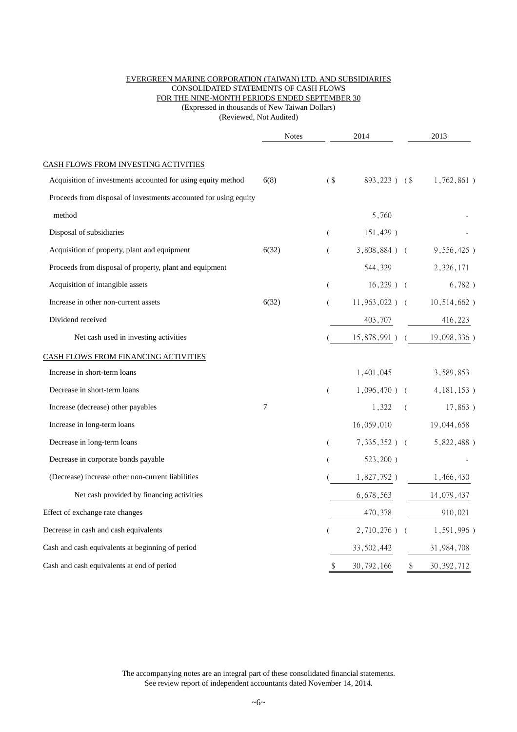EVERGREEN MARINE CORPORATION (TAIWAN) LTD. AND SUBSIDIARIES
CONSOLIDATED STATEMENTS OF CASH FLOWS
FOR THE NINE-MONTH PERIODS ENDED SEPTEMBER 30
(Expressed in thousands of New Taiwan Dollars)
(Reviewed, Not Audited)

| | Notes | 2014 | 2013 |
|---|---|---|---|
| CASH FLOWS FROM INVESTING ACTIVITIES | | | |
| Acquisition of investments accounted for using equity method | 6(8) | ($ 893,223 ) | ($ 1,762,861 ) |
| Proceeds from disposal of investments accounted for using equity method | | 5,760 | - |
| Disposal of subsidiaries | | ( 151,429 ) | - |
| Acquisition of property, plant and equipment | 6(32) | ( 3,808,884 ) | ( 9,556,425 ) |
| Proceeds from disposal of property, plant and equipment | | 544,329 | 2,326,171 |
| Acquisition of intangible assets | | ( 16,229 ) | ( 6,782 ) |
| Increase in other non-current assets | 6(32) | ( 11,963,022 ) | ( 10,514,662 ) |
| Dividend received | | 403,707 | 416,223 |
| Net cash used in investing activities | | ( 15,878,991 ) | ( 19,098,336 ) |
| CASH FLOWS FROM FINANCING ACTIVITIES | | | |
| Increase in short-term loans | | 1,401,045 | 3,589,853 |
| Decrease in short-term loans | | ( 1,096,470 ) | ( 4,181,153 ) |
| Increase (decrease) other payables | 7 | 1,322 | ( 17,863 ) |
| Increase in long-term loans | | 16,059,010 | 19,044,658 |
| Decrease in long-term loans | | ( 7,335,352 ) | ( 5,822,488 ) |
| Decrease in corporate bonds payable | | ( 523,200 ) | - |
| (Decrease) increase other non-current liabilities | | ( 1,827,792 ) | 1,466,430 |
| Net cash provided by financing activities | | 6,678,563 | 14,079,437 |
| Effect of exchange rate changes | | 470,378 | 910,021 |
| Decrease in cash and cash equivalents | | ( 2,710,276 ) | ( 1,591,996 ) |
| Cash and cash equivalents at beginning of period | | 33,502,442 | 31,984,708 |
| Cash and cash equivalents at end of period | | $ 30,792,166 | $ 30,392,712 |

The accompanying notes are an integral part of these consolidated financial statements.
See review report of independent accountants dated November 14, 2014.